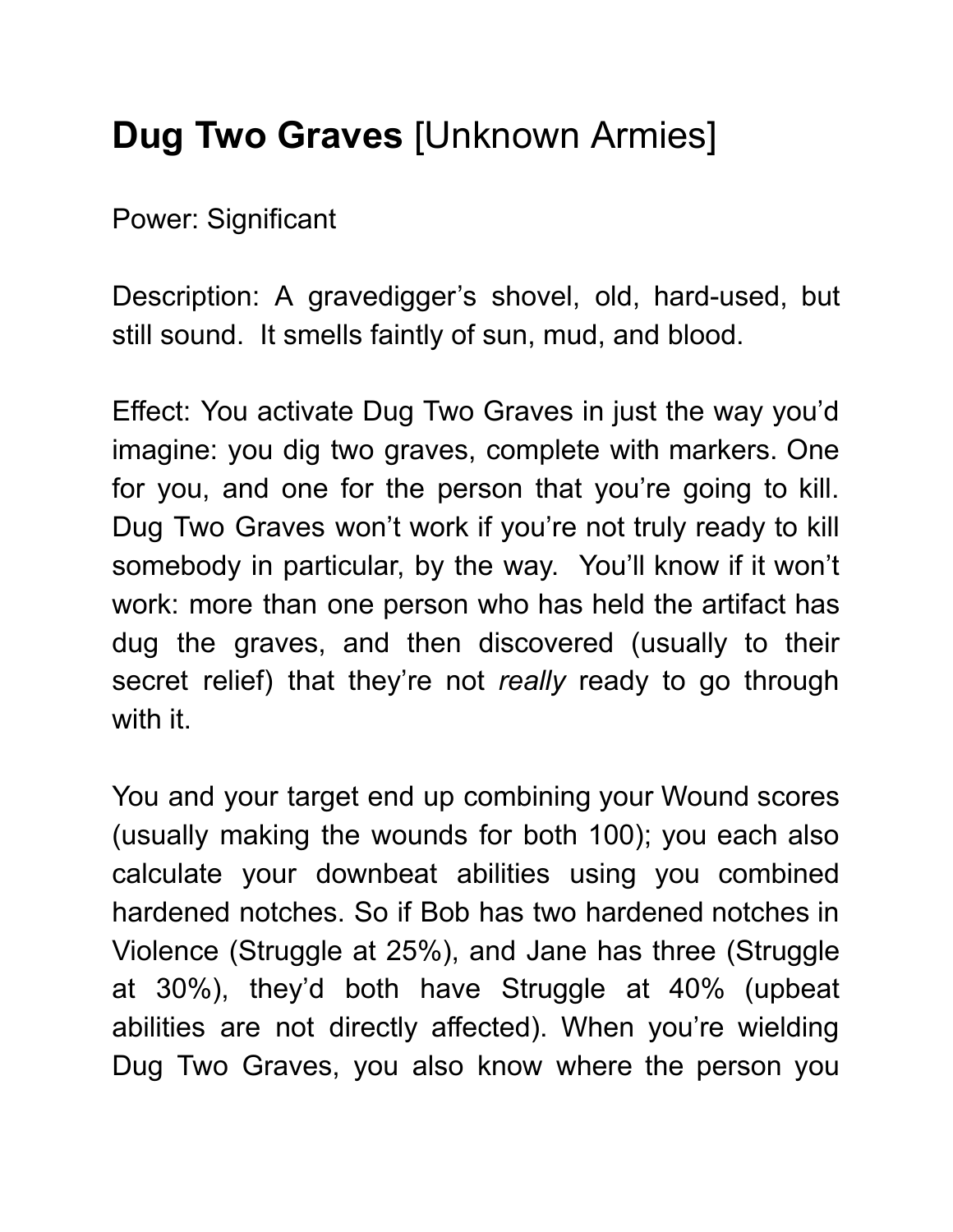# **Dug Two Graves** [Unknown Armies]

Power: Significant

Description: A gravedigger's shovel, old, hard-used, but still sound. It smells faintly of sun, mud, and blood.

Effect: You activate Dug Two Graves in just the way you'd imagine: you dig two graves, complete with markers. One for you, and one for the person that you're going to kill. Dug Two Graves won't work if you're not truly ready to kill somebody in particular, by the way. You'll know if it won't work: more than one person who has held the artifact has dug the graves, and then discovered (usually to their secret relief) that they're not *really* ready to go through with it.

You and your target end up combining your Wound scores (usually making the wounds for both 100); you each also calculate your downbeat abilities using you combined hardened notches. So if Bob has two hardened notches in Violence (Struggle at 25%), and Jane has three (Struggle at 30%), they'd both have Struggle at 40% (upbeat abilities are not directly affected). When you're wielding Dug Two Graves, you also know where the person you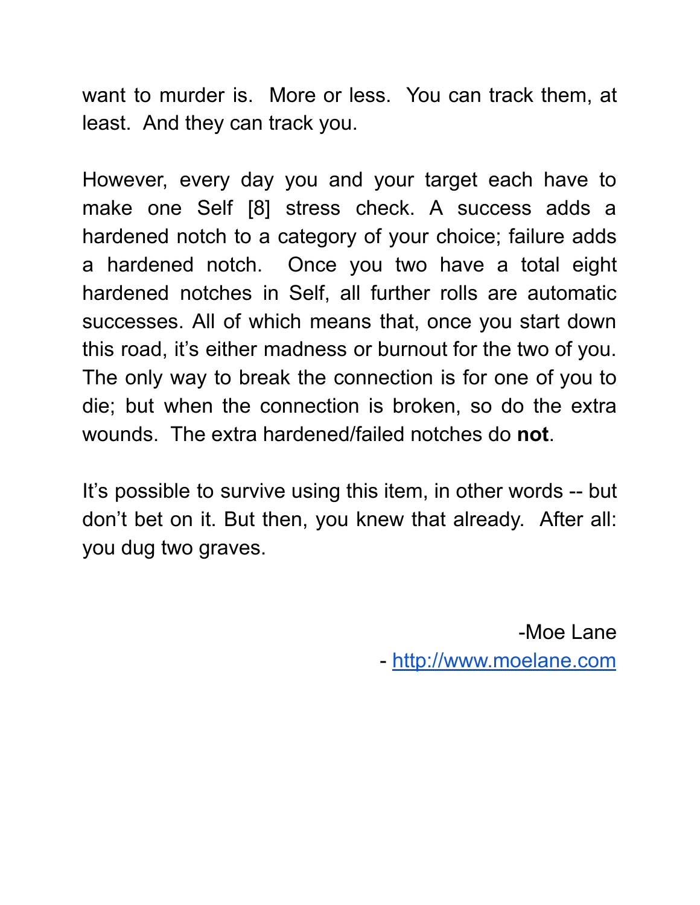want to murder is. More or less. You can track them, at least. And they can track you.

However, every day you and your target each have to make one Self [8] stress check. A success adds a hardened notch to a category of your choice; failure adds a hardened notch. Once you two have a total eight hardened notches in Self, all further rolls are automatic successes. All of which means that, once you start down this road, it's either madness or burnout for the two of you. The only way to break the connection is for one of you to die; but when the connection is broken, so do the extra wounds. The extra hardened/failed notches do **not**.

It's possible to survive using this item, in other words -- but don't bet on it. But then, you knew that already. After all: you dug two graves.

-Moe Lane
- http://www.moelane.com